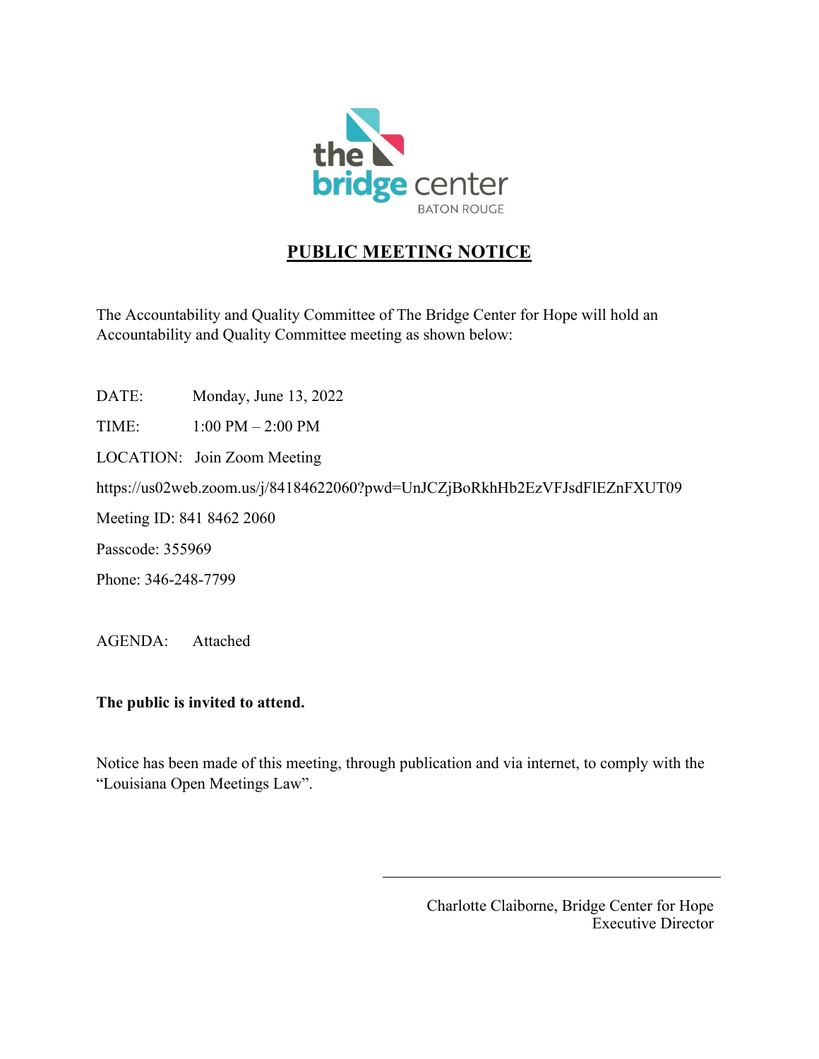the bridge center
BATON ROUGE

# PUBLIC MEETING NOTICE

The Accountability and Quality Committee of The Bridge Center for Hope will hold an Accountability and Quality Committee meeting as shown below:

DATE: Monday, June 13, 2022

TIME: 1:00 PM – 2:00 PM

LOCATION: Join Zoom Meeting

https://us02web.zoom.us/j/84184622060?pwd=UnJCZjBoRkhHb2EzVFJsdFlEZnFXUT09

Meeting ID: 841 8462 2060

Passcode: 355969

Phone: 346-248-7799

AGENDA: Attached

**The public is invited to attend.**

Notice has been made of this meeting, through publication and via internet, to comply with the "Louisiana Open Meetings Law".

Charlotte Claiborne, Bridge Center for Hope
Executive Director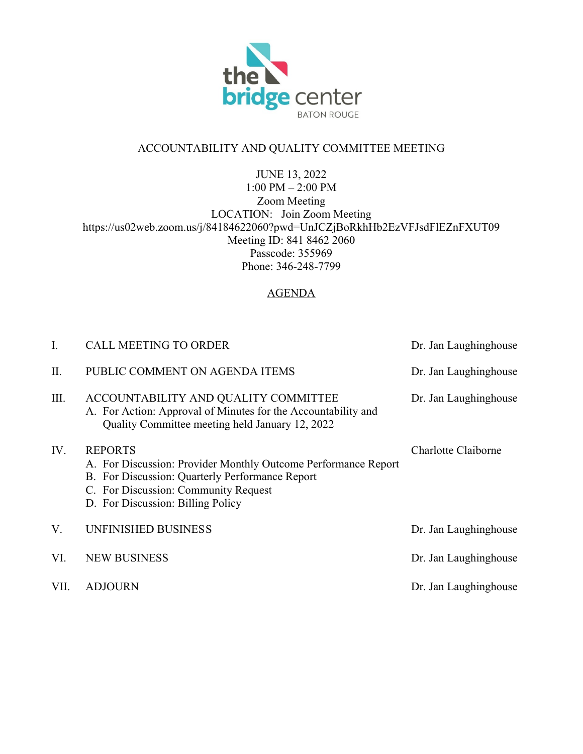the bridge center
BATON ROUGE

# ACCOUNTABILITY AND QUALITY COMMITTEE MEETING

JUNE 13, 2022
1:00 PM – 2:00 PM
Zoom Meeting
LOCATION: Join Zoom Meeting
https://us02web.zoom.us/j/84184622060?pwd=UnJCZjBoRkhHb2EzVFJsdFlEZnFXUT09
Meeting ID: 841 8462 2060
Passcode: 355969
Phone: 346-248-7799

## AGENDA

| | | |
|---|---|---|
| I. | CALL MEETING TO ORDER | Dr. Jan Laughinghouse |
| II. | PUBLIC COMMENT ON AGENDA ITEMS | Dr. Jan Laughinghouse |
| III. | ACCOUNTABILITY AND QUALITY COMMITTEE<br>A. For Action: Approval of Minutes for the Accountability and Quality Committee meeting held January 12, 2022 | Dr. Jan Laughinghouse |
| IV. | REPORTS<br>A. For Discussion: Provider Monthly Outcome Performance Report<br>B. For Discussion: Quarterly Performance Report<br>C. For Discussion: Community Request<br>D. For Discussion: Billing Policy | Charlotte Claiborne |
| V. | UNFINISHED BUSINESS | Dr. Jan Laughinghouse |
| VI. | NEW BUSINESS | Dr. Jan Laughinghouse |
| VII. | ADJOURN | Dr. Jan Laughinghouse |